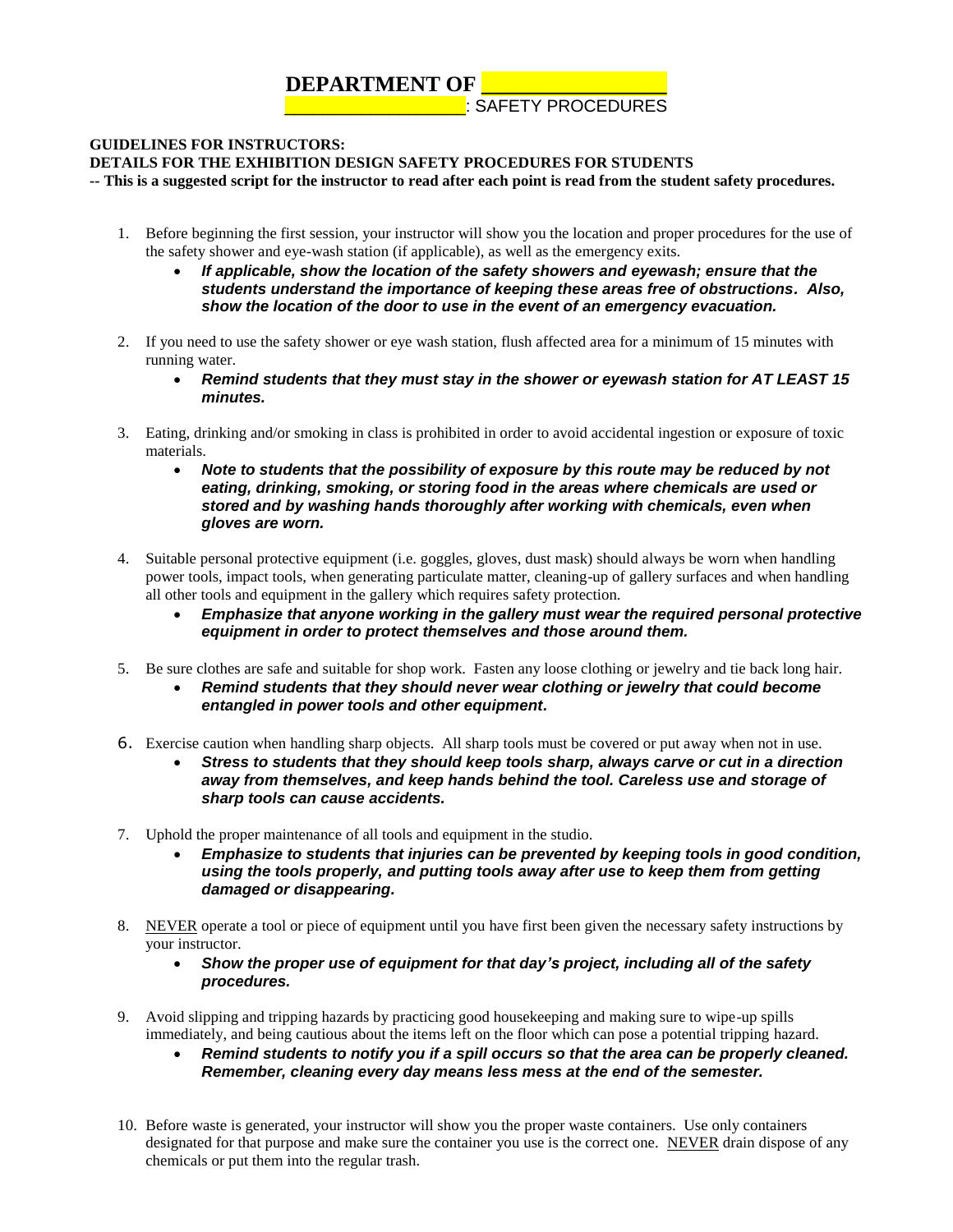# DEPARTMENT OF ________________

## ________________: SAFETY PROCEDURES

**GUIDELINES FOR INSTRUCTORS:**
**DETAILS FOR THE EXHIBITION DESIGN SAFETY PROCEDURES FOR STUDENTS**
**-- This is a suggested script for the instructor to read after each point is read from the student safety procedures.**

1. Before beginning the first session, your instructor will show you the location and proper procedures for the use of the safety shower and eye-wash station (if applicable), as well as the emergency exits.
   - ***If applicable, show the location of the safety showers and eyewash; ensure that the students understand the importance of keeping these areas free of obstructions. Also, show the location of the door to use in the event of an emergency evacuation.***

2. If you need to use the safety shower or eye wash station, flush affected area for a minimum of 15 minutes with running water.
   - ***Remind students that they must stay in the shower or eyewash station for AT LEAST 15 minutes.***

3. Eating, drinking and/or smoking in class is prohibited in order to avoid accidental ingestion or exposure of toxic materials.
   - ***Note to students that the possibility of exposure by this route may be reduced by not eating, drinking, smoking, or storing food in the areas where chemicals are used or stored and by washing hands thoroughly after working with chemicals, even when gloves are worn.***

4. Suitable personal protective equipment (i.e. goggles, gloves, dust mask) should always be worn when handling power tools, impact tools, when generating particulate matter, cleaning-up of gallery surfaces and when handling all other tools and equipment in the gallery which requires safety protection.
   - ***Emphasize that anyone working in the gallery must wear the required personal protective equipment in order to protect themselves and those around them.***

5. Be sure clothes are safe and suitable for shop work. Fasten any loose clothing or jewelry and tie back long hair.
   - ***Remind students that they should never wear clothing or jewelry that could become entangled in power tools and other equipment.***

6. Exercise caution when handling sharp objects. All sharp tools must be covered or put away when not in use.
   - ***Stress to students that they should keep tools sharp, always carve or cut in a direction away from themselves, and keep hands behind the tool. Careless use and storage of sharp tools can cause accidents.***

7. Uphold the proper maintenance of all tools and equipment in the studio.
   - ***Emphasize to students that injuries can be prevented by keeping tools in good condition, using the tools properly, and putting tools away after use to keep them from getting damaged or disappearing.***

8. <u>NEVER</u> operate a tool or piece of equipment until you have first been given the necessary safety instructions by your instructor.
   - ***Show the proper use of equipment for that day's project, including all of the safety procedures.***

9. Avoid slipping and tripping hazards by practicing good housekeeping and making sure to wipe-up spills immediately, and being cautious about the items left on the floor which can pose a potential tripping hazard.
   - ***Remind students to notify you if a spill occurs so that the area can be properly cleaned. Remember, cleaning every day means less mess at the end of the semester.***

10. Before waste is generated, your instructor will show you the proper waste containers. Use only containers designated for that purpose and make sure the container you use is the correct one. <u>NEVER</u> drain dispose of any chemicals or put them into the regular trash.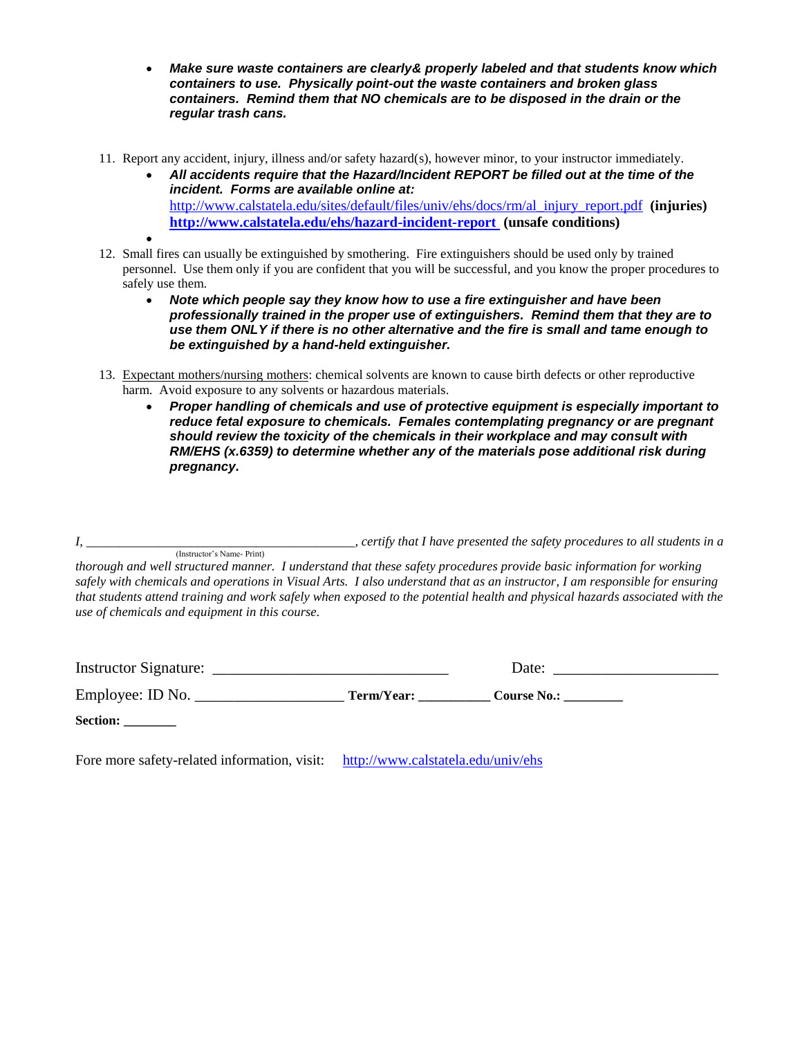- ***Make sure waste containers are clearly& properly labeled and that students know which containers to use. Physically point-out the waste containers and broken glass containers. Remind them that NO chemicals are to be disposed in the drain or the regular trash cans.***

11. Report any accident, injury, illness and/or safety hazard(s), however minor, to your instructor immediately.
    - ***All accidents require that the Hazard/Incident REPORT be filled out at the time of the incident. Forms are available online at:***
      http://www.calstatela.edu/sites/default/files/univ/ehs/docs/rm/al_injury_report.pdf **(injuries)**
      **http://www.calstatela.edu/ehs/hazard-incident-report (unsafe conditions)**
    -
12. Small fires can usually be extinguished by smothering. Fire extinguishers should be used only by trained personnel. Use them only if you are confident that you will be successful, and you know the proper procedures to safely use them.
    - ***Note which people say they know how to use a fire extinguisher and have been professionally trained in the proper use of extinguishers. Remind them that they are to use them ONLY if there is no other alternative and the fire is small and tame enough to be extinguished by a hand-held extinguisher.***
13. Expectant mothers/nursing mothers: chemical solvents are known to cause birth defects or other reproductive harm. Avoid exposure to any solvents or hazardous materials.
    - ***Proper handling of chemicals and use of protective equipment is especially important to reduce fetal exposure to chemicals. Females contemplating pregnancy or are pregnant should review the toxicity of the chemicals in their workplace and may consult with RM/EHS (x.6359) to determine whether any of the materials pose additional risk during pregnancy.***

*I, ________________________________________, certify that I have presented the safety procedures to all students in a*
(Instructor's Name- Print)
*thorough and well structured manner. I understand that these safety procedures provide basic information for working safely with chemicals and operations in Visual Arts. I also understand that as an instructor, I am responsible for ensuring that students attend training and work safely when exposed to the potential health and physical hazards associated with the use of chemicals and equipment in this course.*

Instructor Signature: ______________________________ Date: _____________________

Employee: ID No. ___________________ **Term/Year: __________ Course No.: ________**

**Section: ________**

Fore more safety-related information, visit: http://www.calstatela.edu/univ/ehs